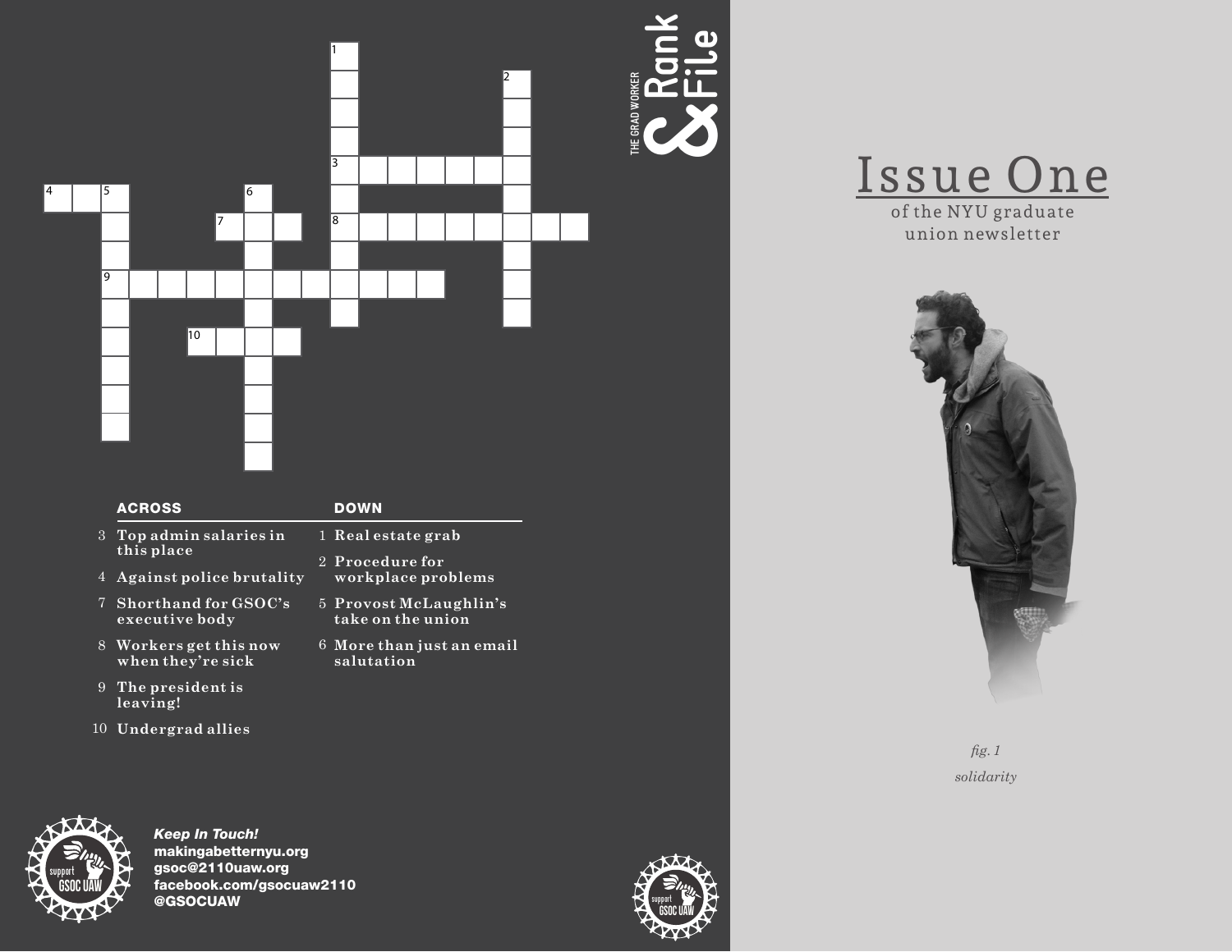THE GRAD WORKER

# Rank & File

## ACROSS

3 Top admin salaries in this place

4 Against police brutality

7 Shorthand for GSOC's executive body

8 Workers get this now when they're sick

9 The president is leaving!

10 Undergrad allies

## DOWN

1 Real estate grab

2 Procedure for workplace problems

5 Provost McLaughlin's take on the union

6 More than just an email salutation

***Keep In Touch!***

**makingabetternyu.org**
**gsoc@2110uaw.org**
**facebook.com/gsocuaw2110**
**@GSOCUAW**

support GSOC UAW

# Issue One

of the NYU graduate union newsletter

*fig. 1*

*solidarity*

support GSOC UAW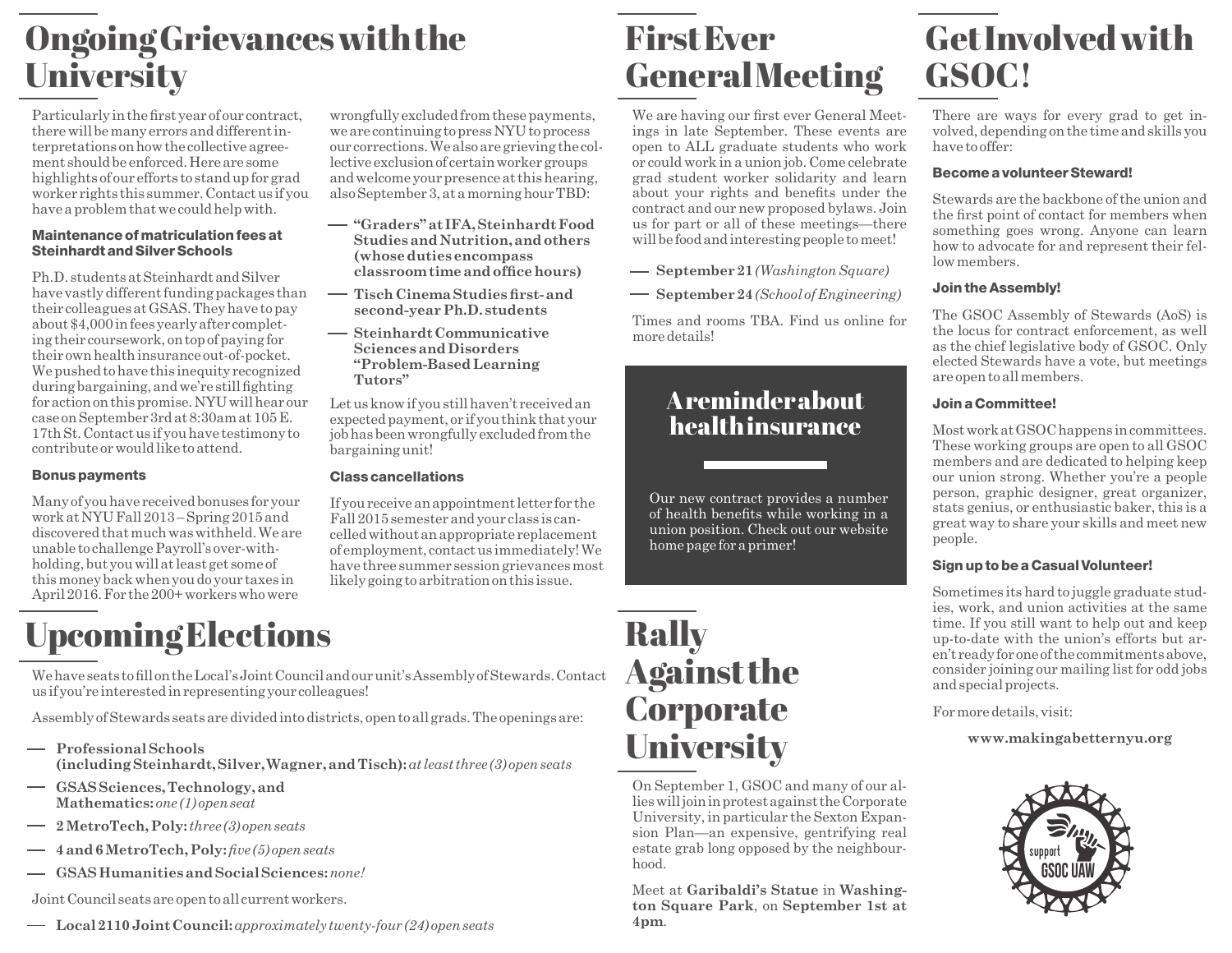# Ongoing Grievances with the University

Particularly in the first year of our contract, there will be many errors and different interpretations on how the collective agreement should be enforced. Here are some highlights of our efforts to stand up for grad worker rights this summer. Contact us if you have a problem that we could help with.

### Maintenance of matriculation fees at Steinhardt and Silver Schools

Ph.D. students at Steinhardt and Silver have vastly different funding packages than their colleagues at GSAS. They have to pay about $4,000 in fees yearly after completing their coursework, on top of paying for their own health insurance out-of-pocket. We pushed to have this inequity recognized during bargaining, and we're still fighting for action on this promise. NYU will hear our case on September 3rd at 8:30am at 105 E. 17th St. Contact us if you have testimony to contribute or would like to attend.

### Bonus payments

Many of you have received bonuses for your work at NYU Fall 2013 – Spring 2015 and discovered that much was withheld. We are unable to challenge Payroll's over-withholding, but you will at least get some of this money back when you do your taxes in April 2016. For the 200+ workers who were wrongfully excluded from these payments, we are continuing to press NYU to process our corrections. We also are grieving the collective exclusion of certain worker groups and welcome your presence at this hearing, also September 3, at a morning hour TBD:

- **"Graders" at IFA, Steinhardt Food Studies and Nutrition, and others (whose duties encompass classroom time and office hours)**
- **Tisch Cinema Studies first- and second-year Ph.D. students**
- **Steinhardt Communicative Sciences and Disorders "Problem-Based Learning Tutors"**

Let us know if you still haven't received an expected payment, or if you think that your job has been wrongfully excluded from the bargaining unit!

### Class cancellations

If you receive an appointment letter for the Fall 2015 semester and your class is cancelled without an appropriate replacement of employment, contact us immediately! We have three summer session grievances most likely going to arbitration on this issue.

# Upcoming Elections

We have seats to fill on the Local's Joint Council and our unit's Assembly of Stewards. Contact us if you're interested in representing your colleagues!

Assembly of Stewards seats are divided into districts, open to all grads. The openings are:

- **Professional Schools (including Steinhardt, Silver, Wagner, and Tisch):** *at least three (3) open seats*
- **GSAS Sciences, Technology, and Mathematics:** *one (1) open seat*
- **2 MetroTech, Poly:** *three (3) open seats*
- **4 and 6 MetroTech, Poly:** *five (5) open seats*
- **GSAS Humanities and Social Sciences:** *none!*

Joint Council seats are open to all current workers.

- **Local 2110 Joint Council:** *approximately twenty-four (24) open seats*

# First Ever General Meeting

We are having our first ever General Meetings in late September. These events are open to ALL graduate students who work or could work in a union job. Come celebrate grad student worker solidarity and learn about your rights and benefits under the contract and our new proposed bylaws. Join us for part or all of these meetings—there will be food and interesting people to meet!

- **September 21** *(Washington Square)*
- **September 24** *(School of Engineering)*

Times and rooms TBA. Find us online for more details!

## A reminder about health insurance

Our new contract provides a number of health benefits while working in a union position. Check out our website home page for a primer!

# Rally Against the Corporate University

On September 1, GSOC and many of our allies will join in protest against the Corporate University, in particular the Sexton Expansion Plan—an expensive, gentrifying real estate grab long opposed by the neighbourhood.

Meet at **Garibaldi's Statue** in **Washington Square Park**, on **September 1st at 4pm**.

# Get Involved with GSOC!

There are ways for every grad to get involved, depending on the time and skills you have to offer:

### Become a volunteer Steward!

Stewards are the backbone of the union and the first point of contact for members when something goes wrong. Anyone can learn how to advocate for and represent their fellow members.

### Join the Assembly!

The GSOC Assembly of Stewards (AoS) is the locus for contract enforcement, as well as the chief legislative body of GSOC. Only elected Stewards have a vote, but meetings are open to all members.

### Join a Committee!

Most work at GSOC happens in committees. These working groups are open to all GSOC members and are dedicated to helping keep our union strong. Whether you're a people person, graphic designer, great organizer, stats genius, or enthusiastic baker, this is a great way to share your skills and meet new people.

### Sign up to be a Casual Volunteer!

Sometimes its hard to juggle graduate studies, work, and union activities at the same time. If you still want to help out and keep up-to-date with the union's efforts but aren't ready for one of the commitments above, consider joining our mailing list for odd jobs and special projects.

For more details, visit:

**www.makingabetternyu.org**

support GSOC UAW